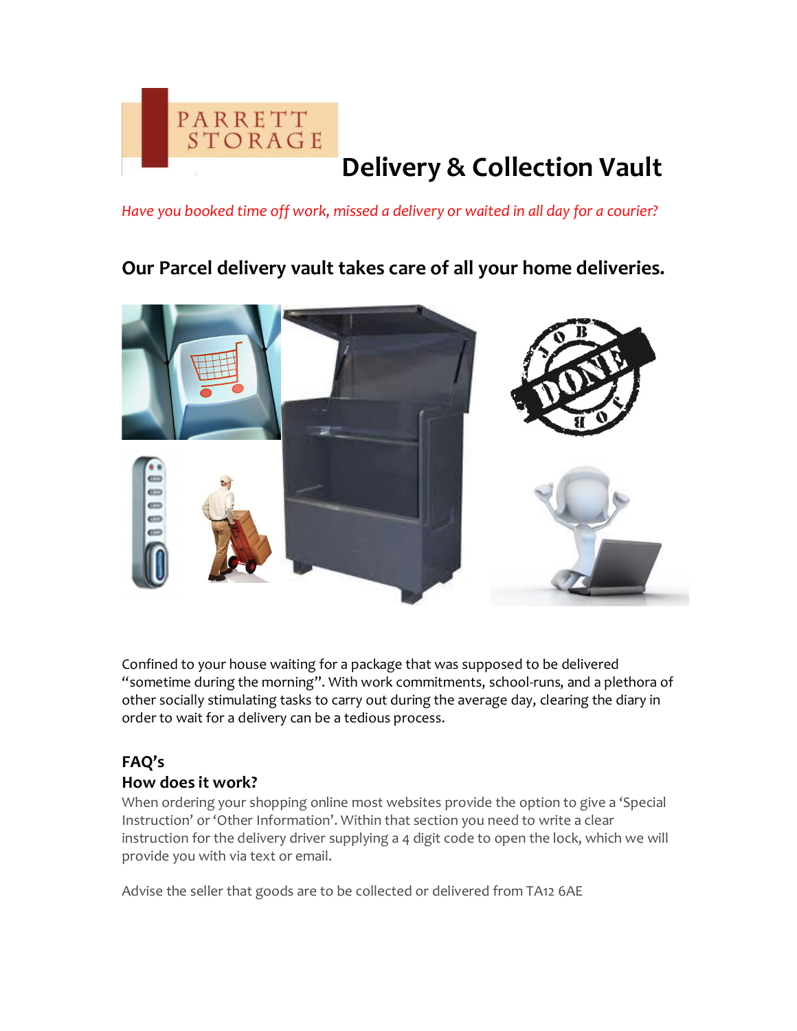# Delivery & Collection Vault

*Have you booked time off work, missed a delivery or waited in all day for a courier?*

## Our Parcel delivery vault takes care of all your home deliveries.

Confined to your house waiting for a package that was supposed to be delivered "sometime during the morning". With work commitments, school-runs, and a plethora of other socially stimulating tasks to carry out during the average day, clearing the diary in order to wait for a delivery can be a tedious process.

### FAQ's

### How does it work?

When ordering your shopping online most websites provide the option to give a 'Special Instruction' or 'Other Information'. Within that section you need to write a clear instruction for the delivery driver supplying a 4 digit code to open the lock, which we will provide you with via text or email.

Advise the seller that goods are to be collected or delivered from TA12 6AE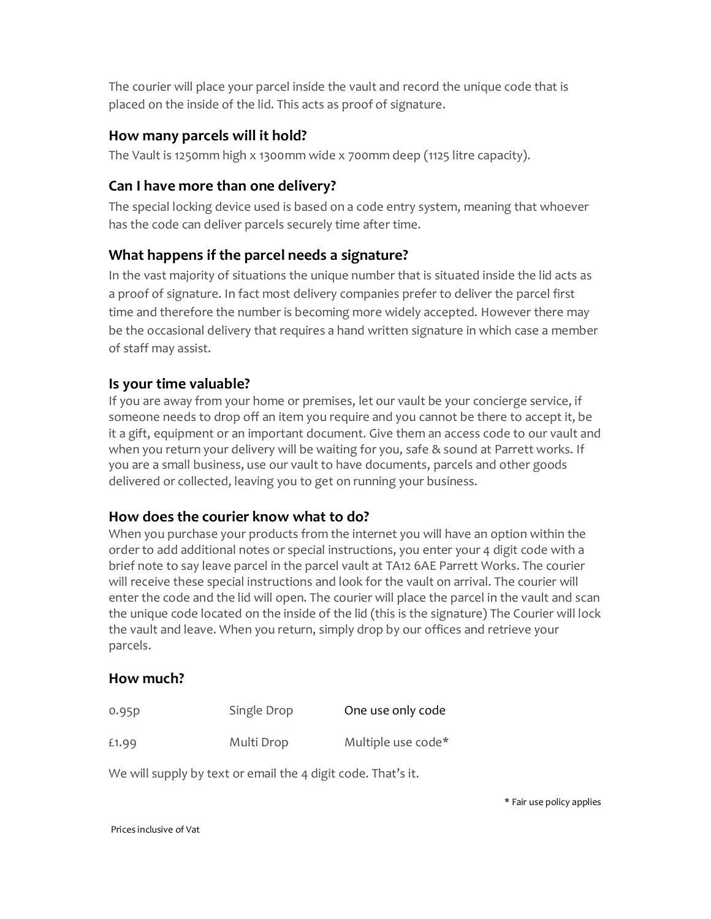The courier will place your parcel inside the vault and record the unique code that is placed on the inside of the lid. This acts as proof of signature.

### How many parcels will it hold?

The Vault is 1250mm high x 1300mm wide x 700mm deep (1125 litre capacity).

### Can I have more than one delivery?

The special locking device used is based on a code entry system, meaning that whoever has the code can deliver parcels securely time after time.

### What happens if the parcel needs a signature?

In the vast majority of situations the unique number that is situated inside the lid acts as a proof of signature. In fact most delivery companies prefer to deliver the parcel first time and therefore the number is becoming more widely accepted. However there may be the occasional delivery that requires a hand written signature in which case a member of staff may assist.

### Is your time valuable?

If you are away from your home or premises, let our vault be your concierge service, if someone needs to drop off an item you require and you cannot be there to accept it, be it a gift, equipment or an important document. Give them an access code to our vault and when you return your delivery will be waiting for you, safe & sound at Parrett works. If you are a small business, use our vault to have documents, parcels and other goods delivered or collected, leaving you to get on running your business.

### How does the courier know what to do?

When you purchase your products from the internet you will have an option within the order to add additional notes or special instructions, you enter your 4 digit code with a brief note to say leave parcel in the parcel vault at TA12 6AE Parrett Works. The courier will receive these special instructions and look for the vault on arrival. The courier will enter the code and the lid will open. The courier will place the parcel in the vault and scan the unique code located on the inside of the lid (this is the signature) The Courier will lock the vault and leave. When you return, simply drop by our offices and retrieve your parcels.

### How much?

| | | |
|---|---|---|
| 0.95p | Single Drop | One use only code |
| £1.99 | Multi Drop | Multiple use code* |

We will supply by text or email the 4 digit code. That's it.

* Fair use policy applies

Prices inclusive of Vat